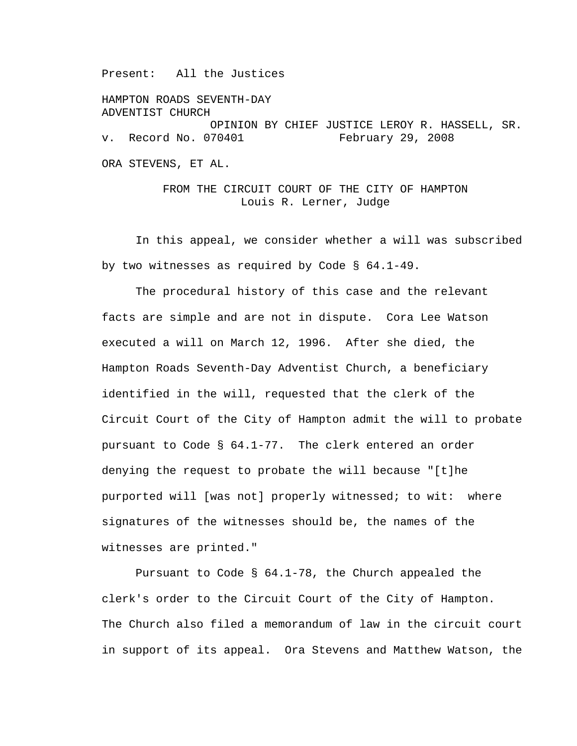Present: All the Justices

HAMPTON ROADS SEVENTH-DAY
ADVENTIST CHURCH

OPINION BY CHIEF JUSTICE LEROY R. HASSELL, SR.

v. Record No. 070401 February 29, 2008

ORA STEVENS, ET AL.

FROM THE CIRCUIT COURT OF THE CITY OF HAMPTON
Louis R. Lerner, Judge

In this appeal, we consider whether a will was subscribed by two witnesses as required by Code § 64.1-49.

The procedural history of this case and the relevant facts are simple and are not in dispute. Cora Lee Watson executed a will on March 12, 1996. After she died, the Hampton Roads Seventh-Day Adventist Church, a beneficiary identified in the will, requested that the clerk of the Circuit Court of the City of Hampton admit the will to probate pursuant to Code § 64.1-77. The clerk entered an order denying the request to probate the will because "[t]he purported will [was not] properly witnessed; to wit: where signatures of the witnesses should be, the names of the witnesses are printed."

Pursuant to Code § 64.1-78, the Church appealed the clerk's order to the Circuit Court of the City of Hampton. The Church also filed a memorandum of law in the circuit court in support of its appeal. Ora Stevens and Matthew Watson, the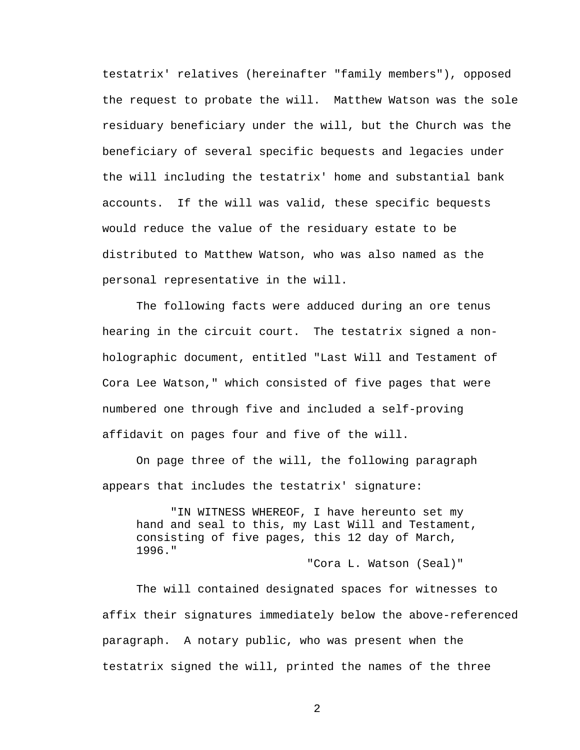testatrix' relatives (hereinafter "family members"), opposed the request to probate the will. Matthew Watson was the sole residuary beneficiary under the will, but the Church was the beneficiary of several specific bequests and legacies under the will including the testatrix' home and substantial bank accounts. If the will was valid, these specific bequests would reduce the value of the residuary estate to be distributed to Matthew Watson, who was also named as the personal representative in the will.

The following facts were adduced during an ore tenus hearing in the circuit court. The testatrix signed a non-holographic document, entitled "Last Will and Testament of Cora Lee Watson," which consisted of five pages that were numbered one through five and included a self-proving affidavit on pages four and five of the will.

On page three of the will, the following paragraph appears that includes the testatrix' signature:

> "IN WITNESS WHEREOF, I have hereunto set my hand and seal to this, my Last Will and Testament, consisting of five pages, this 12 day of March, 1996."
>
> "Cora L. Watson (Seal)"

The will contained designated spaces for witnesses to affix their signatures immediately below the above-referenced paragraph. A notary public, who was present when the testatrix signed the will, printed the names of the three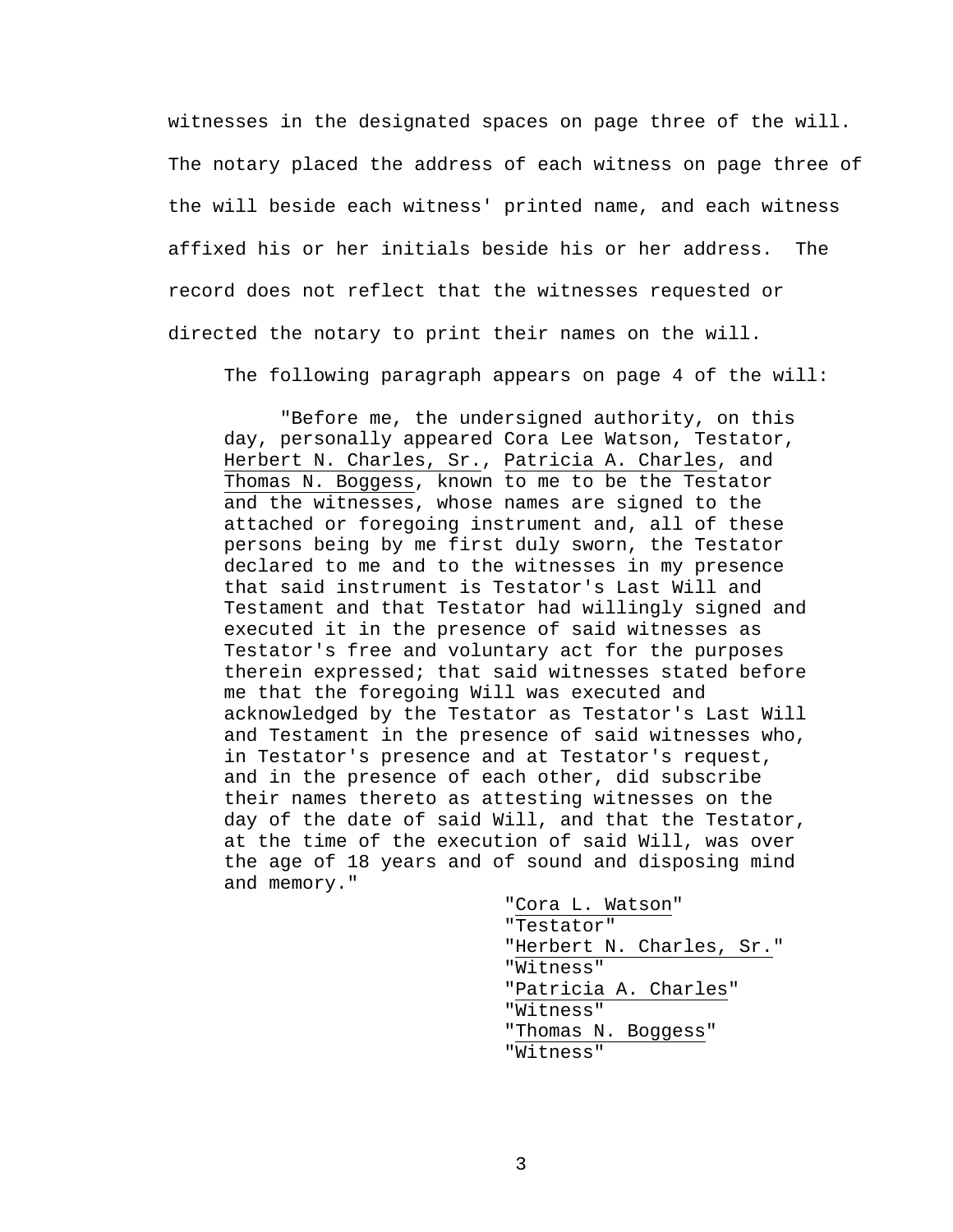witnesses in the designated spaces on page three of the will. The notary placed the address of each witness on page three of the will beside each witness' printed name, and each witness affixed his or her initials beside his or her address. The record does not reflect that the witnesses requested or directed the notary to print their names on the will.

The following paragraph appears on page 4 of the will:

> "Before me, the undersigned authority, on this day, personally appeared Cora Lee Watson, Testator, Herbert N. Charles, Sr., Patricia A. Charles, and Thomas N. Boggess, known to me to be the Testator and the witnesses, whose names are signed to the attached or foregoing instrument and, all of these persons being by me first duly sworn, the Testator declared to me and to the witnesses in my presence that said instrument is Testator's Last Will and Testament and that Testator had willingly signed and executed it in the presence of said witnesses as Testator's free and voluntary act for the purposes therein expressed; that said witnesses stated before me that the foregoing Will was executed and acknowledged by the Testator as Testator's Last Will and Testament in the presence of said witnesses who, in Testator's presence and at Testator's request, and in the presence of each other, did subscribe their names thereto as attesting witnesses on the day of the date of said Will, and that the Testator, at the time of the execution of said Will, was over the age of 18 years and of sound and disposing mind and memory."
>
> "Cora L. Watson"
> "Testator"
> "Herbert N. Charles, Sr."
> "Witness"
> "Patricia A. Charles"
> "Witness"
> "Thomas N. Boggess"
> "Witness"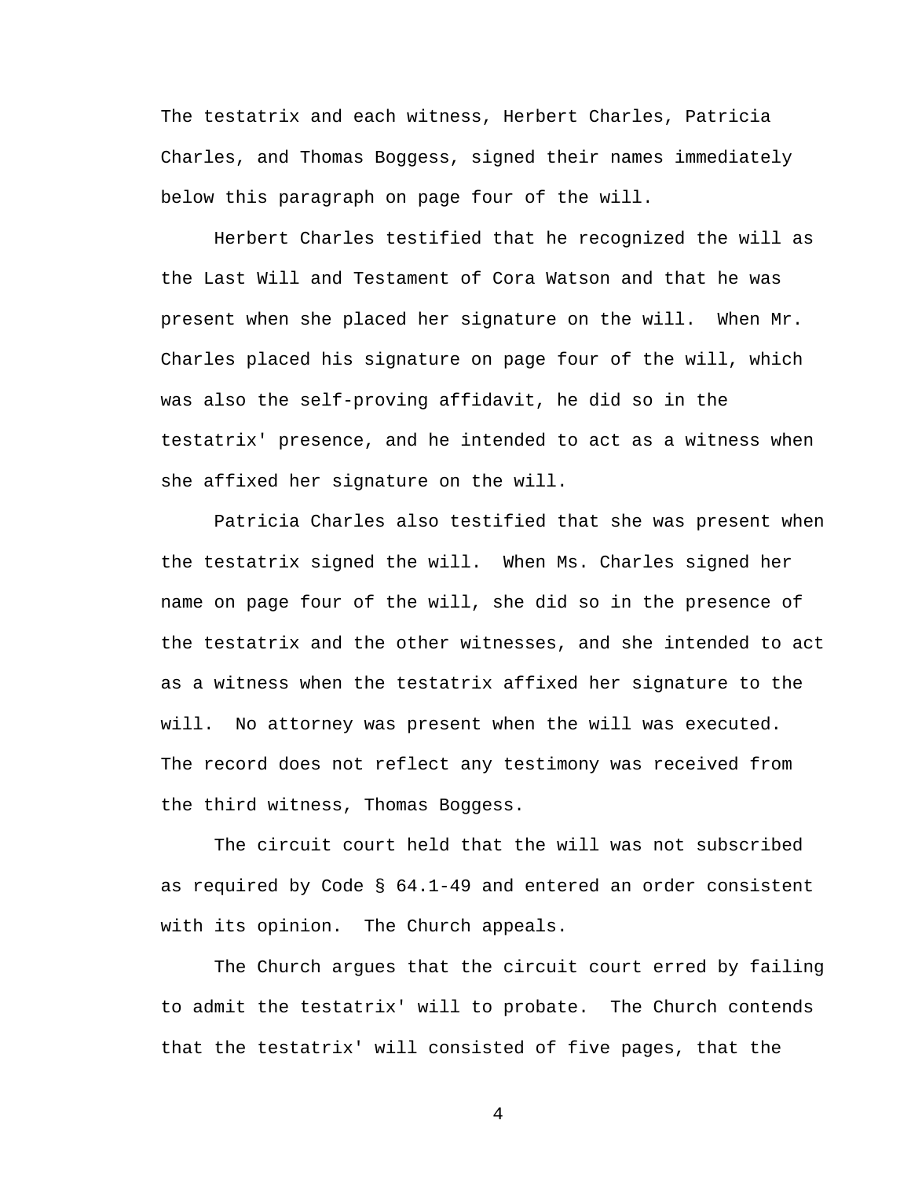The testatrix and each witness, Herbert Charles, Patricia Charles, and Thomas Boggess, signed their names immediately below this paragraph on page four of the will.

Herbert Charles testified that he recognized the will as the Last Will and Testament of Cora Watson and that he was present when she placed her signature on the will. When Mr. Charles placed his signature on page four of the will, which was also the self-proving affidavit, he did so in the testatrix' presence, and he intended to act as a witness when she affixed her signature on the will.

Patricia Charles also testified that she was present when the testatrix signed the will. When Ms. Charles signed her name on page four of the will, she did so in the presence of the testatrix and the other witnesses, and she intended to act as a witness when the testatrix affixed her signature to the will. No attorney was present when the will was executed. The record does not reflect any testimony was received from the third witness, Thomas Boggess.

The circuit court held that the will was not subscribed as required by Code § 64.1-49 and entered an order consistent with its opinion. The Church appeals.

The Church argues that the circuit court erred by failing to admit the testatrix' will to probate. The Church contends that the testatrix' will consisted of five pages, that the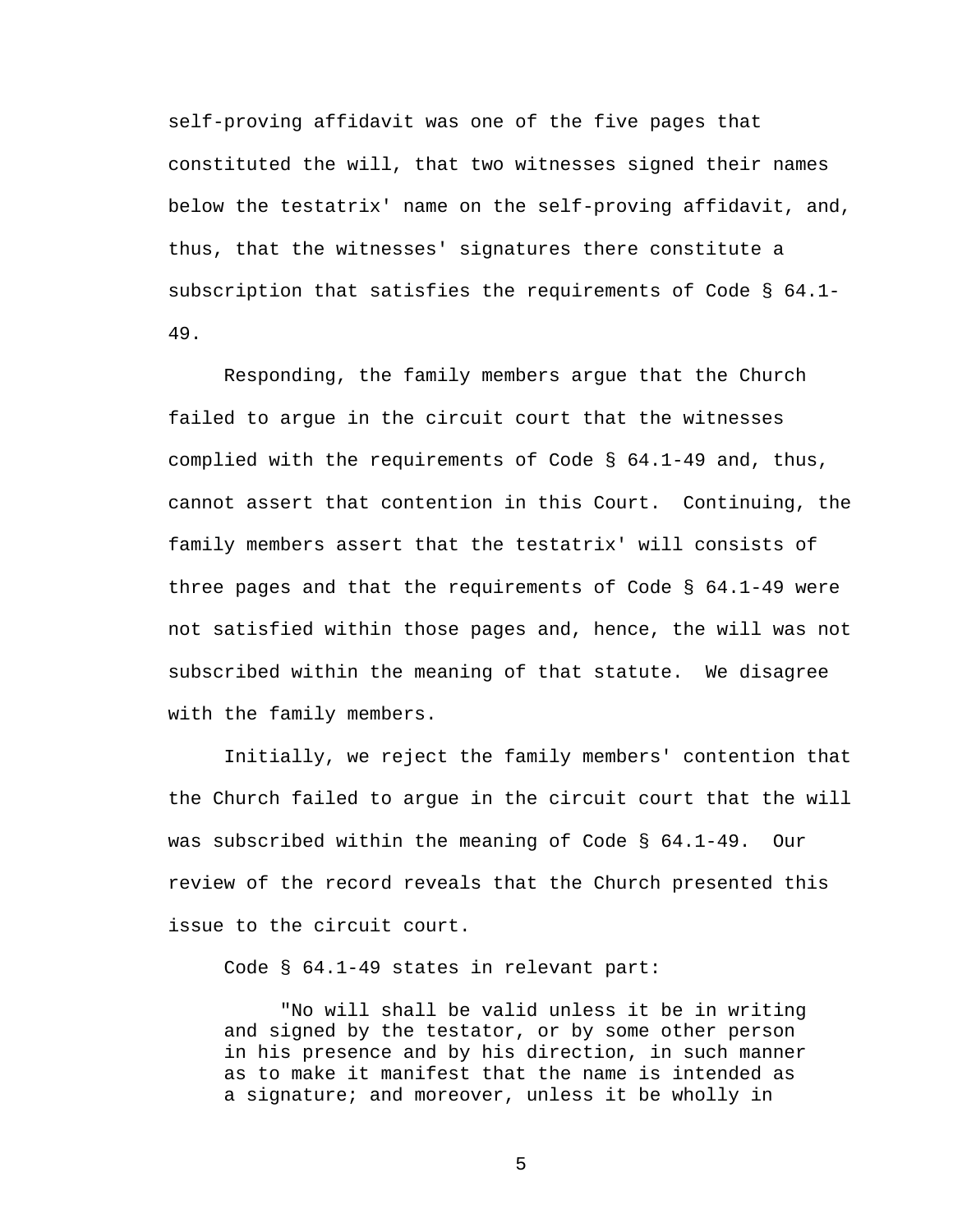self-proving affidavit was one of the five pages that constituted the will, that two witnesses signed their names below the testatrix' name on the self-proving affidavit, and, thus, that the witnesses' signatures there constitute a subscription that satisfies the requirements of Code § 64.1-49.

Responding, the family members argue that the Church failed to argue in the circuit court that the witnesses complied with the requirements of Code § 64.1-49 and, thus, cannot assert that contention in this Court. Continuing, the family members assert that the testatrix' will consists of three pages and that the requirements of Code § 64.1-49 were not satisfied within those pages and, hence, the will was not subscribed within the meaning of that statute. We disagree with the family members.

Initially, we reject the family members' contention that the Church failed to argue in the circuit court that the will was subscribed within the meaning of Code § 64.1-49. Our review of the record reveals that the Church presented this issue to the circuit court.

Code § 64.1-49 states in relevant part:

> "No will shall be valid unless it be in writing and signed by the testator, or by some other person in his presence and by his direction, in such manner as to make it manifest that the name is intended as a signature; and moreover, unless it be wholly in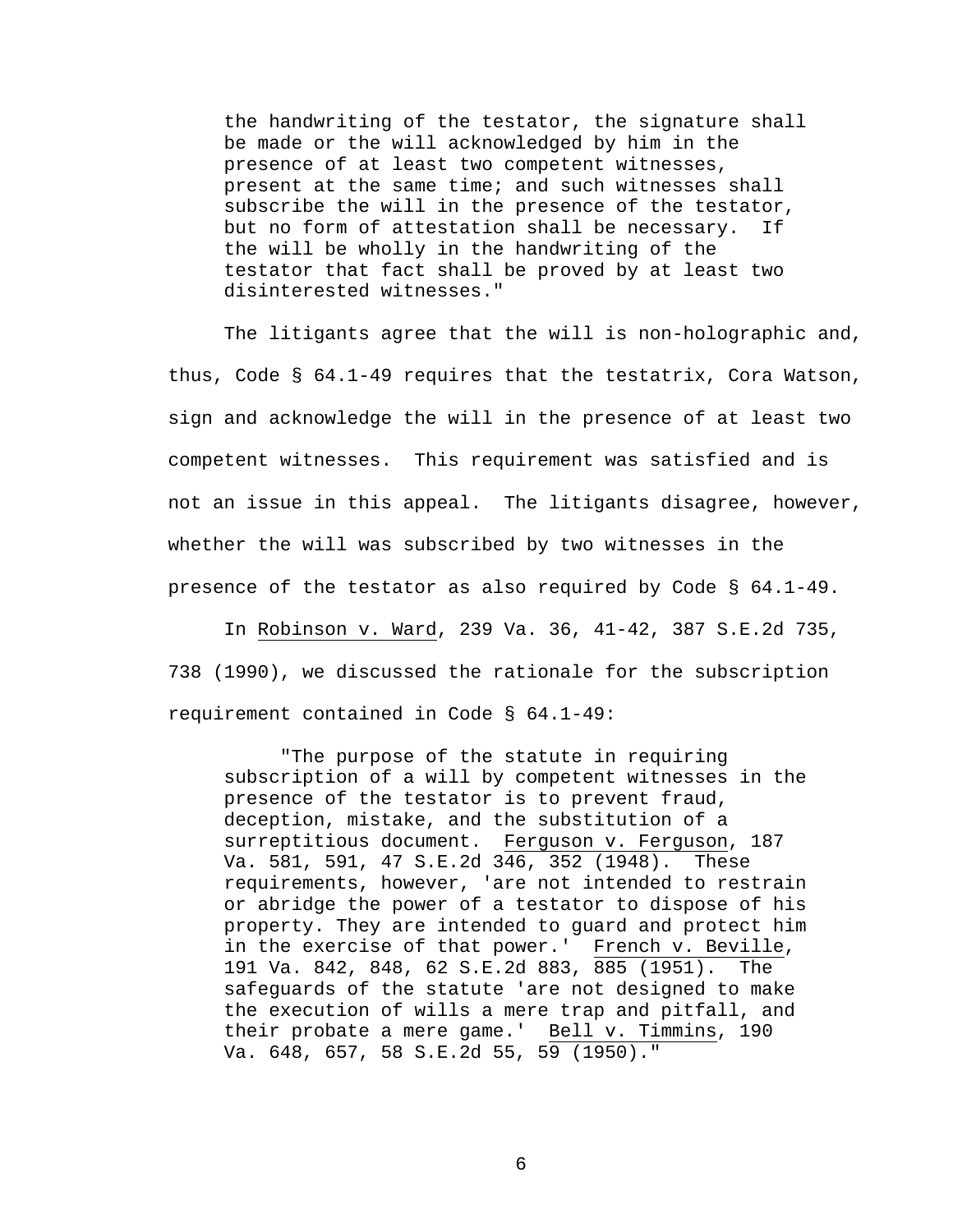> the handwriting of the testator, the signature shall be made or the will acknowledged by him in the presence of at least two competent witnesses, present at the same time; and such witnesses shall subscribe the will in the presence of the testator, but no form of attestation shall be necessary. If the will be wholly in the handwriting of the testator that fact shall be proved by at least two disinterested witnesses."

The litigants agree that the will is non-holographic and, thus, Code § 64.1-49 requires that the testatrix, Cora Watson, sign and acknowledge the will in the presence of at least two competent witnesses. This requirement was satisfied and is not an issue in this appeal. The litigants disagree, however, whether the will was subscribed by two witnesses in the presence of the testator as also required by Code § 64.1-49.

In Robinson v. Ward, 239 Va. 36, 41-42, 387 S.E.2d 735, 738 (1990), we discussed the rationale for the subscription requirement contained in Code § 64.1-49:

> "The purpose of the statute in requiring subscription of a will by competent witnesses in the presence of the testator is to prevent fraud, deception, mistake, and the substitution of a surreptitious document. Ferguson v. Ferguson, 187 Va. 581, 591, 47 S.E.2d 346, 352 (1948). These requirements, however, 'are not intended to restrain or abridge the power of a testator to dispose of his property. They are intended to guard and protect him in the exercise of that power.' French v. Beville, 191 Va. 842, 848, 62 S.E.2d 883, 885 (1951). The safeguards of the statute 'are not designed to make the execution of wills a mere trap and pitfall, and their probate a mere game.' Bell v. Timmins, 190 Va. 648, 657, 58 S.E.2d 55, 59 (1950)."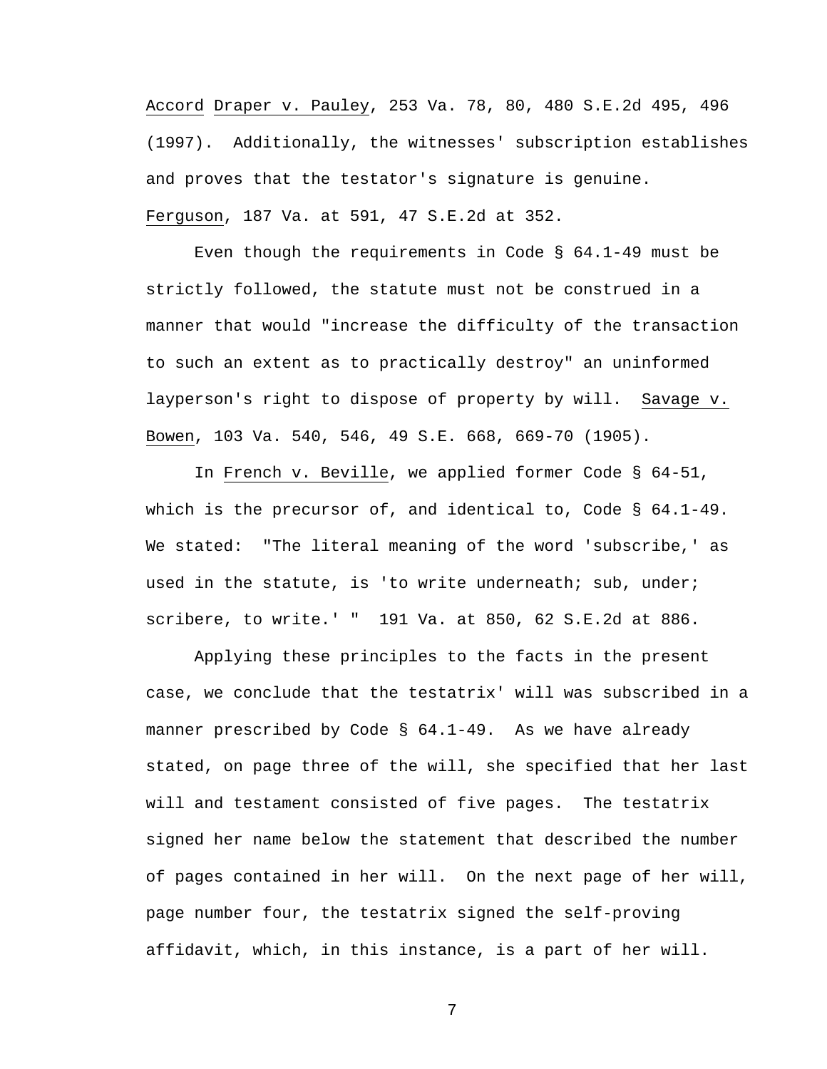Accord Draper v. Pauley, 253 Va. 78, 80, 480 S.E.2d 495, 496 (1997). Additionally, the witnesses' subscription establishes and proves that the testator's signature is genuine. Ferguson, 187 Va. at 591, 47 S.E.2d at 352.

Even though the requirements in Code § 64.1-49 must be strictly followed, the statute must not be construed in a manner that would "increase the difficulty of the transaction to such an extent as to practically destroy" an uninformed layperson's right to dispose of property by will. Savage v. Bowen, 103 Va. 540, 546, 49 S.E. 668, 669-70 (1905).

In French v. Beville, we applied former Code § 64-51, which is the precursor of, and identical to, Code § 64.1-49. We stated: "The literal meaning of the word 'subscribe,' as used in the statute, is 'to write underneath; sub, under; scribere, to write.' " 191 Va. at 850, 62 S.E.2d at 886.

Applying these principles to the facts in the present case, we conclude that the testatrix' will was subscribed in a manner prescribed by Code § 64.1-49. As we have already stated, on page three of the will, she specified that her last will and testament consisted of five pages. The testatrix signed her name below the statement that described the number of pages contained in her will. On the next page of her will, page number four, the testatrix signed the self-proving affidavit, which, in this instance, is a part of her will.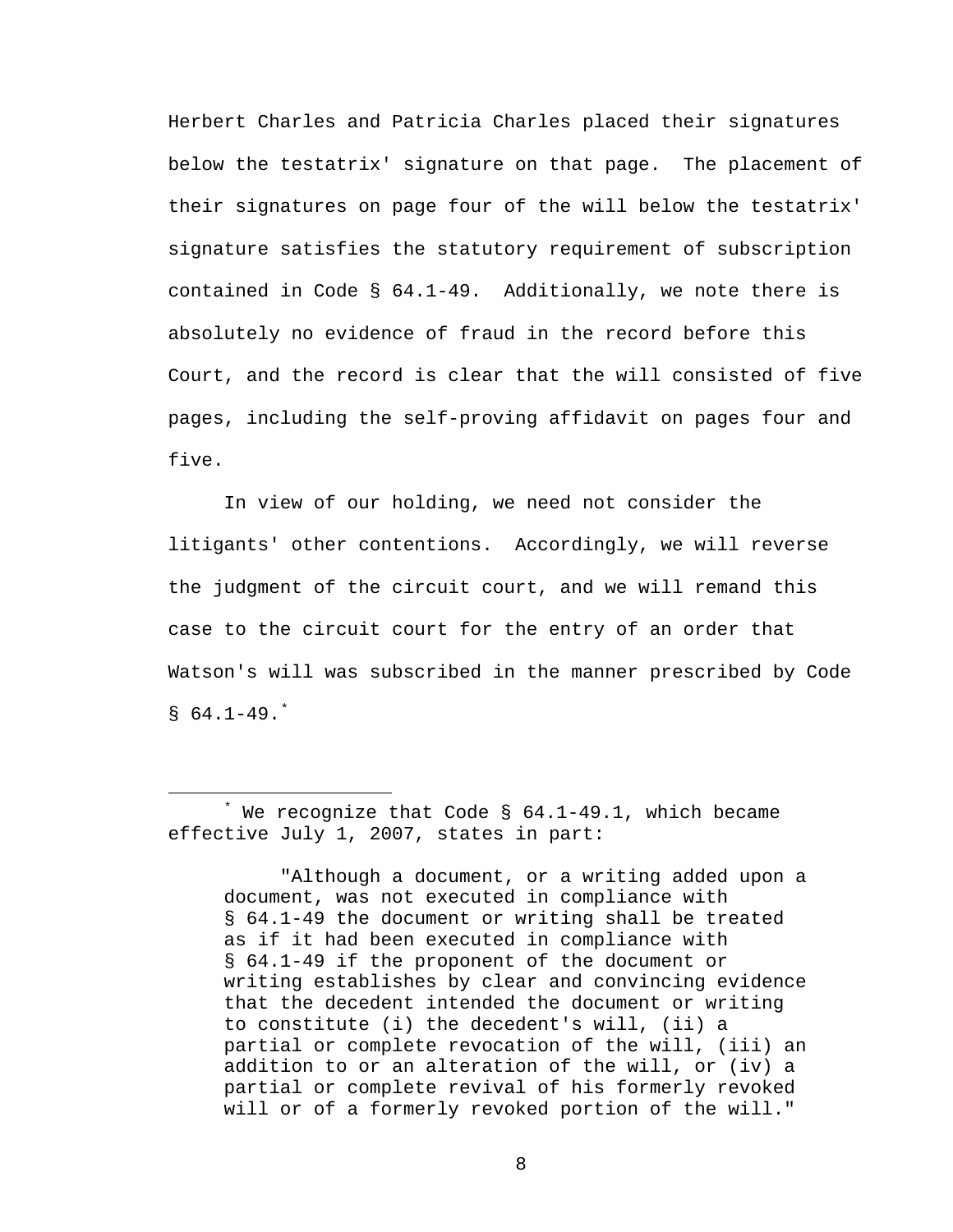Herbert Charles and Patricia Charles placed their signatures below the testatrix' signature on that page. The placement of their signatures on page four of the will below the testatrix' signature satisfies the statutory requirement of subscription contained in Code § 64.1-49. Additionally, we note there is absolutely no evidence of fraud in the record before this Court, and the record is clear that the will consisted of five pages, including the self-proving affidavit on pages four and five.

In view of our holding, we need not consider the litigants' other contentions. Accordingly, we will reverse the judgment of the circuit court, and we will remand this case to the circuit court for the entry of an order that Watson's will was subscribed in the manner prescribed by Code § 64.1-49.[*]

---

[*] We recognize that Code § 64.1-49.1, which became effective July 1, 2007, states in part:

> "Although a document, or a writing added upon a document, was not executed in compliance with § 64.1-49 the document or writing shall be treated as if it had been executed in compliance with § 64.1-49 if the proponent of the document or writing establishes by clear and convincing evidence that the decedent intended the document or writing to constitute (i) the decedent's will, (ii) a partial or complete revocation of the will, (iii) an addition to or an alteration of the will, or (iv) a partial or complete revival of his formerly revoked will or of a formerly revoked portion of the will."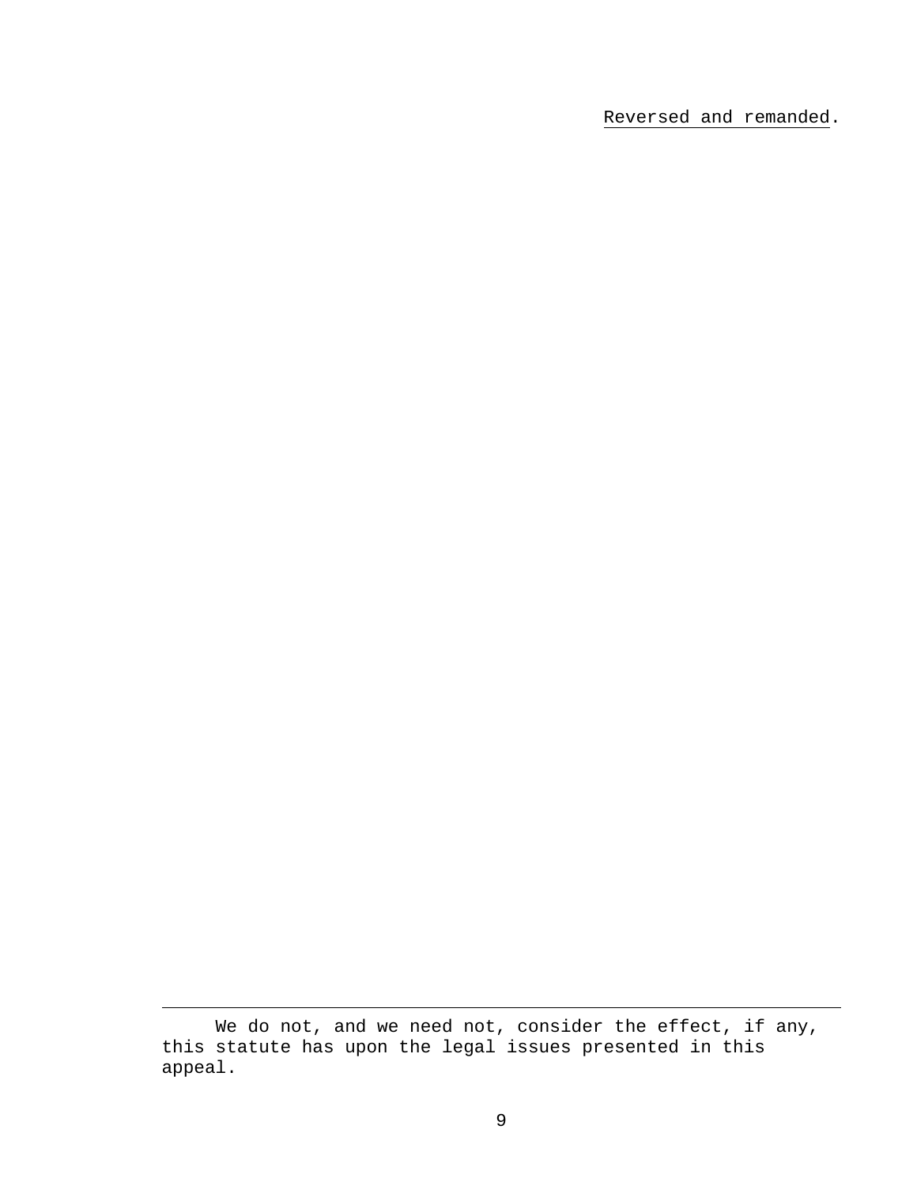*Reversed and remanded*.

---

We do not, and we need not, consider the effect, if any, this statute has upon the legal issues presented in this appeal.